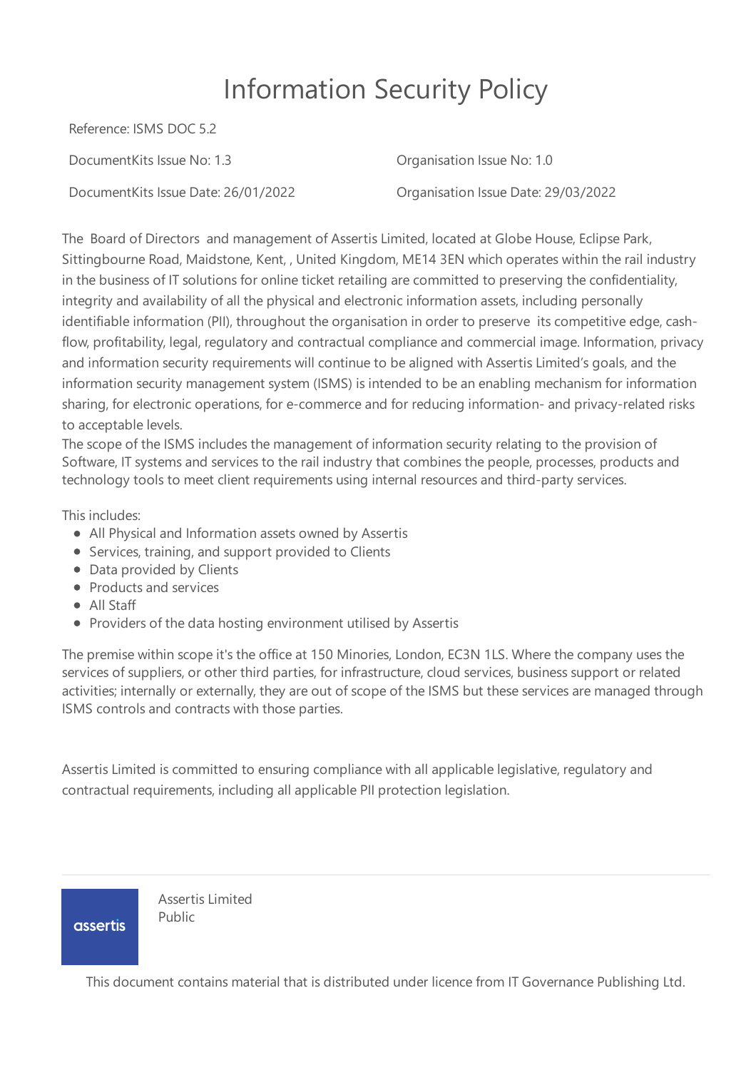# Information Security Policy

Reference: ISMS DOC 5.2

DocumentKits Issue No: 1.3

Organisation Issue No: 1.0

DocumentKits Issue Date: 26/01/2022

Organisation Issue Date: 29/03/2022

The Board of Directors and management of Assertis Limited, located at Globe House, Eclipse Park, Sittingbourne Road, Maidstone, Kent, , United Kingdom, ME14 3EN which operates within the rail industry in the business of IT solutions for online ticket retailing are committed to preserving the confidentiality, integrity and availability of all the physical and electronic information assets, including personally identifiable information (PII), throughout the organisation in order to preserve its competitive edge, cash-flow, profitability, legal, regulatory and contractual compliance and commercial image. Information, privacy and information security requirements will continue to be aligned with Assertis Limited's goals, and the information security management system (ISMS) is intended to be an enabling mechanism for information sharing, for electronic operations, for e-commerce and for reducing information- and privacy-related risks to acceptable levels.

The scope of the ISMS includes the management of information security relating to the provision of Software, IT systems and services to the rail industry that combines the people, processes, products and technology tools to meet client requirements using internal resources and third-party services.

This includes:

- All Physical and Information assets owned by Assertis
- Services, training, and support provided to Clients
- Data provided by Clients
- Products and services
- All Staff
- Providers of the data hosting environment utilised by Assertis

The premise within scope it's the office at 150 Minories, London, EC3N 1LS. Where the company uses the services of suppliers, or other third parties, for infrastructure, cloud services, business support or related activities; internally or externally, they are out of scope of the ISMS but these services are managed through ISMS controls and contracts with those parties.

Assertis Limited is committed to ensuring compliance with all applicable legislative, regulatory and contractual requirements, including all applicable PII protection legislation.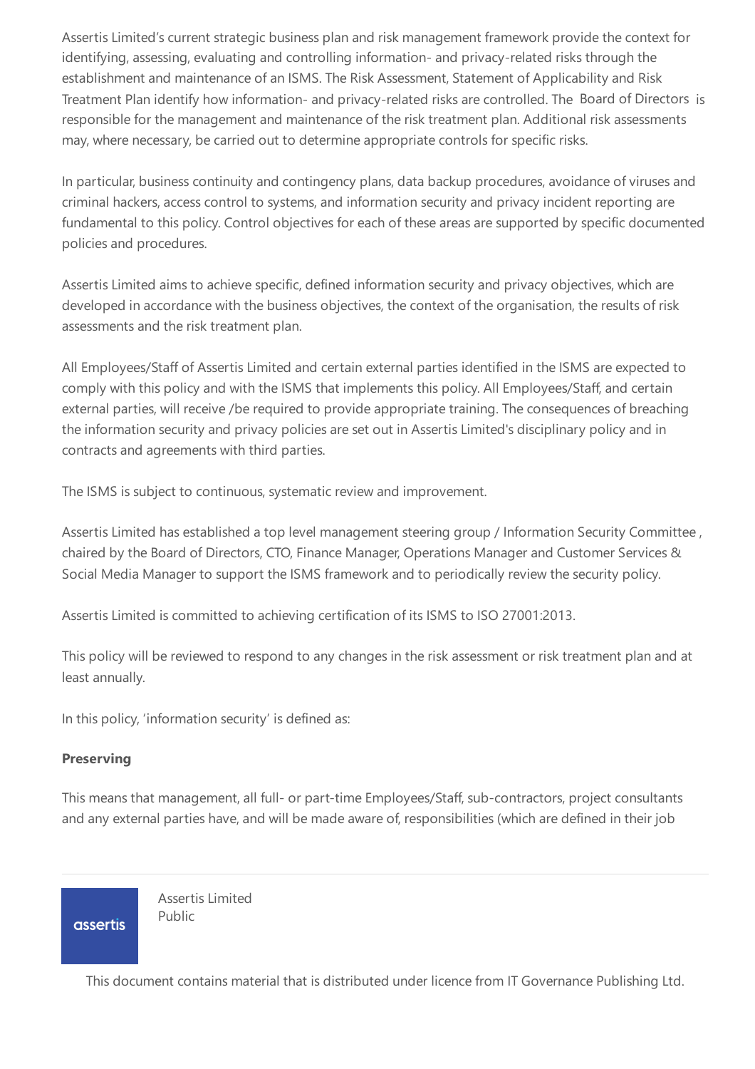Assertis Limited's current strategic business plan and risk management framework provide the context for identifying, assessing, evaluating and controlling information- and privacy-related risks through the establishment and maintenance of an ISMS. The Risk Assessment, Statement of Applicability and Risk Treatment Plan identify how information- and privacy-related risks are controlled. The Board of Directors is responsible for the management and maintenance of the risk treatment plan. Additional risk assessments may, where necessary, be carried out to determine appropriate controls for specific risks.

In particular, business continuity and contingency plans, data backup procedures, avoidance of viruses and criminal hackers, access control to systems, and information security and privacy incident reporting are fundamental to this policy. Control objectives for each of these areas are supported by specific documented policies and procedures.

Assertis Limited aims to achieve specific, defined information security and privacy objectives, which are developed in accordance with the business objectives, the context of the organisation, the results of risk assessments and the risk treatment plan.

All Employees/Staff of Assertis Limited and certain external parties identified in the ISMS are expected to comply with this policy and with the ISMS that implements this policy. All Employees/Staff, and certain external parties, will receive /be required to provide appropriate training. The consequences of breaching the information security and privacy policies are set out in Assertis Limited's disciplinary policy and in contracts and agreements with third parties.

The ISMS is subject to continuous, systematic review and improvement.

Assertis Limited has established a top level management steering group / Information Security Committee , chaired by the Board of Directors, CTO, Finance Manager, Operations Manager and Customer Services & Social Media Manager to support the ISMS framework and to periodically review the security policy.

Assertis Limited is committed to achieving certification of its ISMS to ISO 27001:2013.

This policy will be reviewed to respond to any changes in the risk assessment or risk treatment plan and at least annually.

In this policy, 'information security' is defined as:

**Preserving**

This means that management, all full- or part-time Employees/Staff, sub-contractors, project consultants and any external parties have, and will be made aware of, responsibilities (which are defined in their job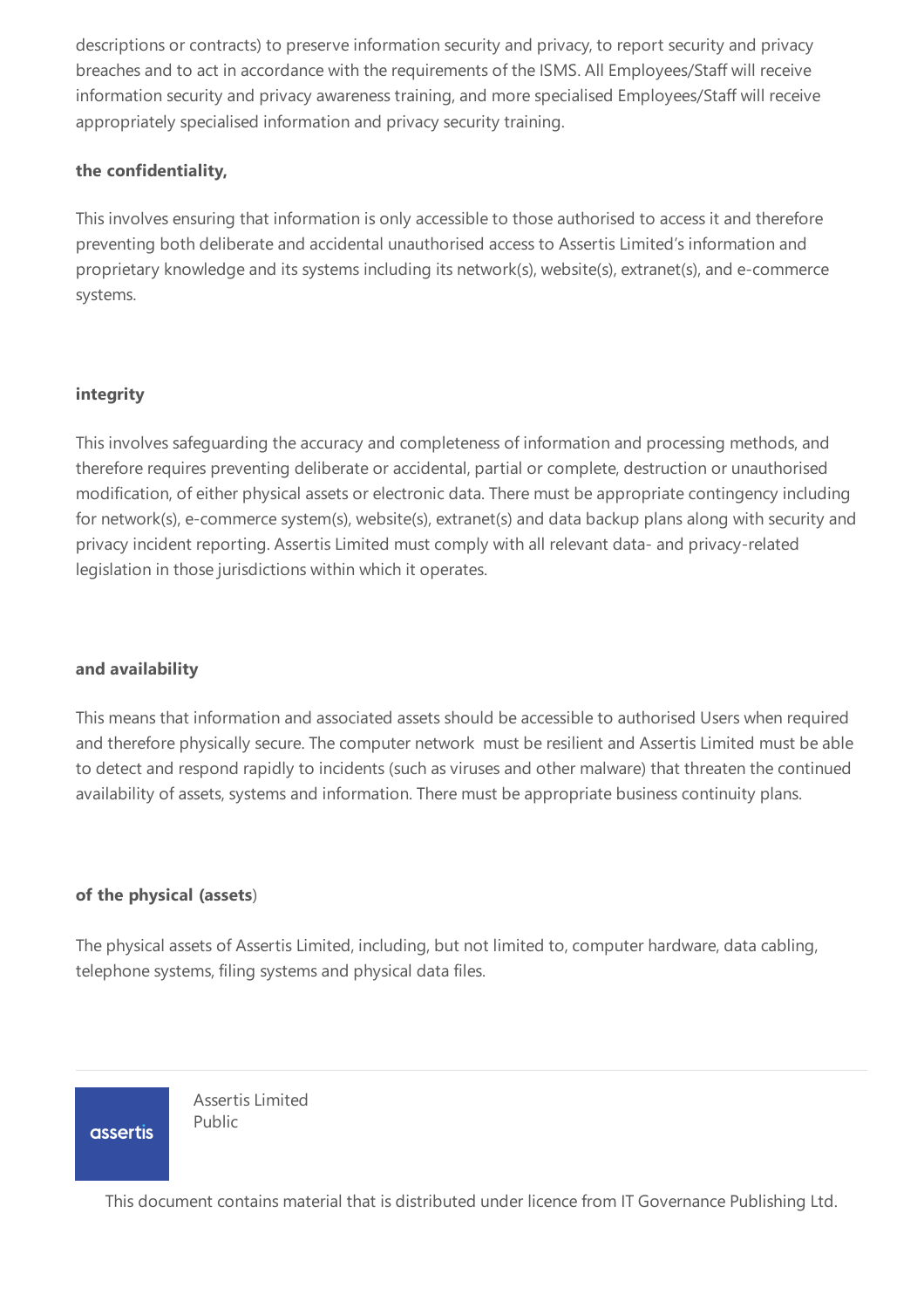descriptions or contracts) to preserve information security and privacy, to report security and privacy breaches and to act in accordance with the requirements of the ISMS. All Employees/Staff will receive information security and privacy awareness training, and more specialised Employees/Staff will receive appropriately specialised information and privacy security training.

**the confidentiality,**

This involves ensuring that information is only accessible to those authorised to access it and therefore preventing both deliberate and accidental unauthorised access to Assertis Limited's information and proprietary knowledge and its systems including its network(s), website(s), extranet(s), and e-commerce systems.

**integrity**

This involves safeguarding the accuracy and completeness of information and processing methods, and therefore requires preventing deliberate or accidental, partial or complete, destruction or unauthorised modification, of either physical assets or electronic data. There must be appropriate contingency including for network(s), e-commerce system(s), website(s), extranet(s) and data backup plans along with security and privacy incident reporting. Assertis Limited must comply with all relevant data- and privacy-related legislation in those jurisdictions within which it operates.

**and availability**

This means that information and associated assets should be accessible to authorised Users when required and therefore physically secure. The computer network must be resilient and Assertis Limited must be able to detect and respond rapidly to incidents (such as viruses and other malware) that threaten the continued availability of assets, systems and information. There must be appropriate business continuity plans.

**of the physical (assets)**

The physical assets of Assertis Limited, including, but not limited to, computer hardware, data cabling, telephone systems, filing systems and physical data files.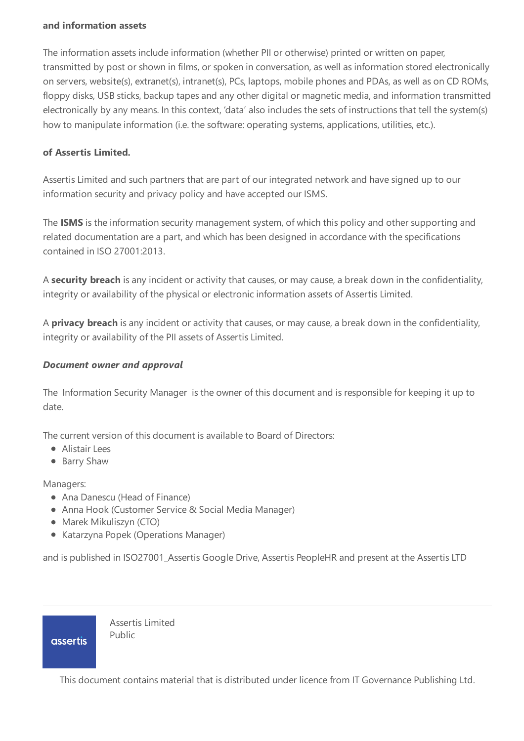**and information assets**

The information assets include information (whether PII or otherwise) printed or written on paper, transmitted by post or shown in films, or spoken in conversation, as well as information stored electronically on servers, website(s), extranet(s), intranet(s), PCs, laptops, mobile phones and PDAs, as well as on CD ROMs, floppy disks, USB sticks, backup tapes and any other digital or magnetic media, and information transmitted electronically by any means. In this context, 'data' also includes the sets of instructions that tell the system(s) how to manipulate information (i.e. the software: operating systems, applications, utilities, etc.).

**of Assertis Limited.**

Assertis Limited and such partners that are part of our integrated network and have signed up to our information security and privacy policy and have accepted our ISMS.

The **ISMS** is the information security management system, of which this policy and other supporting and related documentation are a part, and which has been designed in accordance with the specifications contained in ISO 27001:2013.

A **security breach** is any incident or activity that causes, or may cause, a break down in the confidentiality, integrity or availability of the physical or electronic information assets of Assertis Limited.

A **privacy breach** is any incident or activity that causes, or may cause, a break down in the confidentiality, integrity or availability of the PII assets of Assertis Limited.

***Document owner and approval***

The Information Security Manager is the owner of this document and is responsible for keeping it up to date.

The current version of this document is available to Board of Directors:

- Alistair Lees
- Barry Shaw

Managers:

- Ana Danescu (Head of Finance)
- Anna Hook (Customer Service & Social Media Manager)
- Marek Mikuliszyn (CTO)
- Katarzyna Popek (Operations Manager)

and is published in ISO27001_Assertis Google Drive, Assertis PeopleHR and present at the Assertis LTD

Assertis Limited
Public

This document contains material that is distributed under licence from IT Governance Publishing Ltd.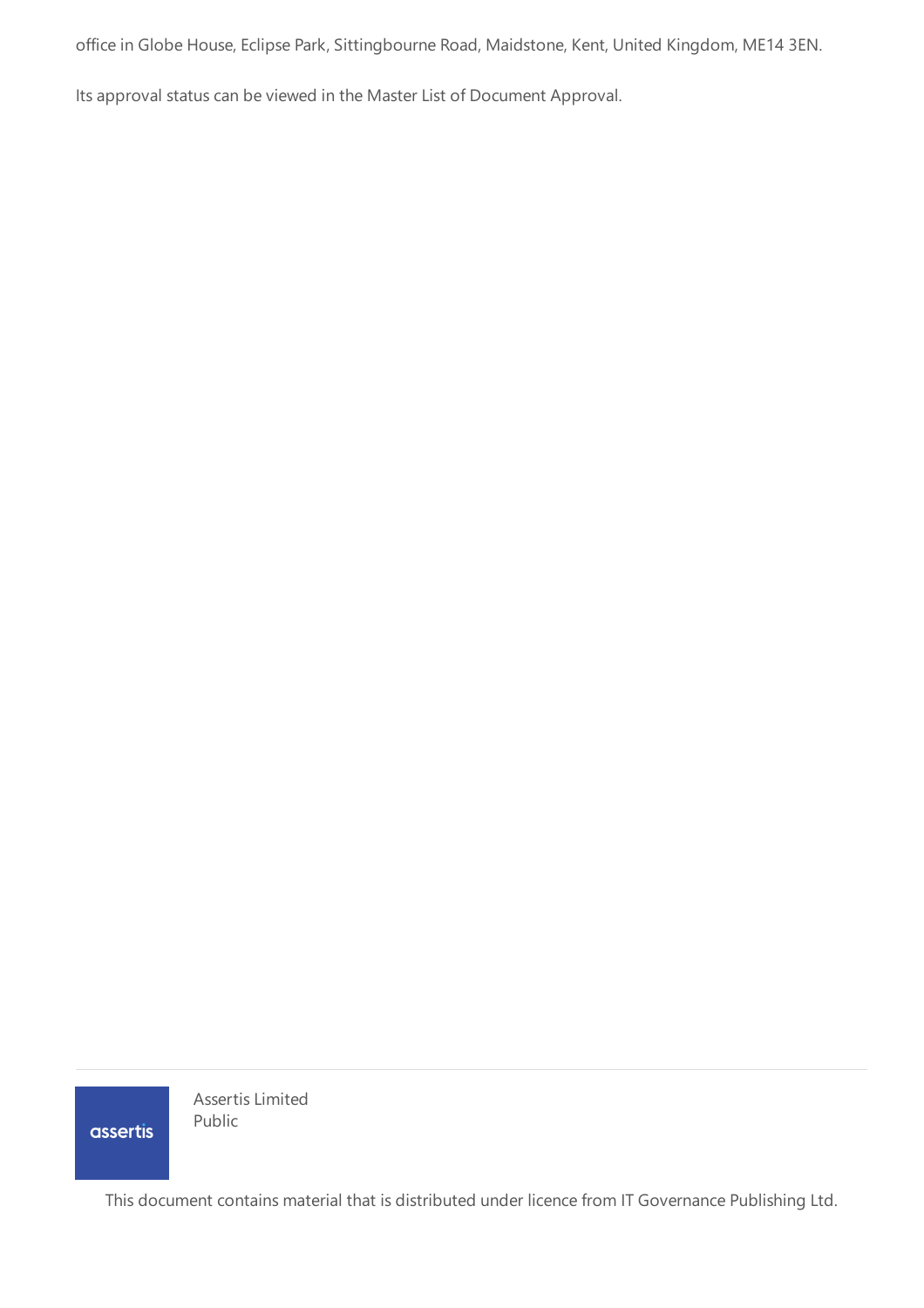office in Globe House, Eclipse Park, Sittingbourne Road, Maidstone, Kent, United Kingdom, ME14 3EN.

Its approval status can be viewed in the Master List of Document Approval.